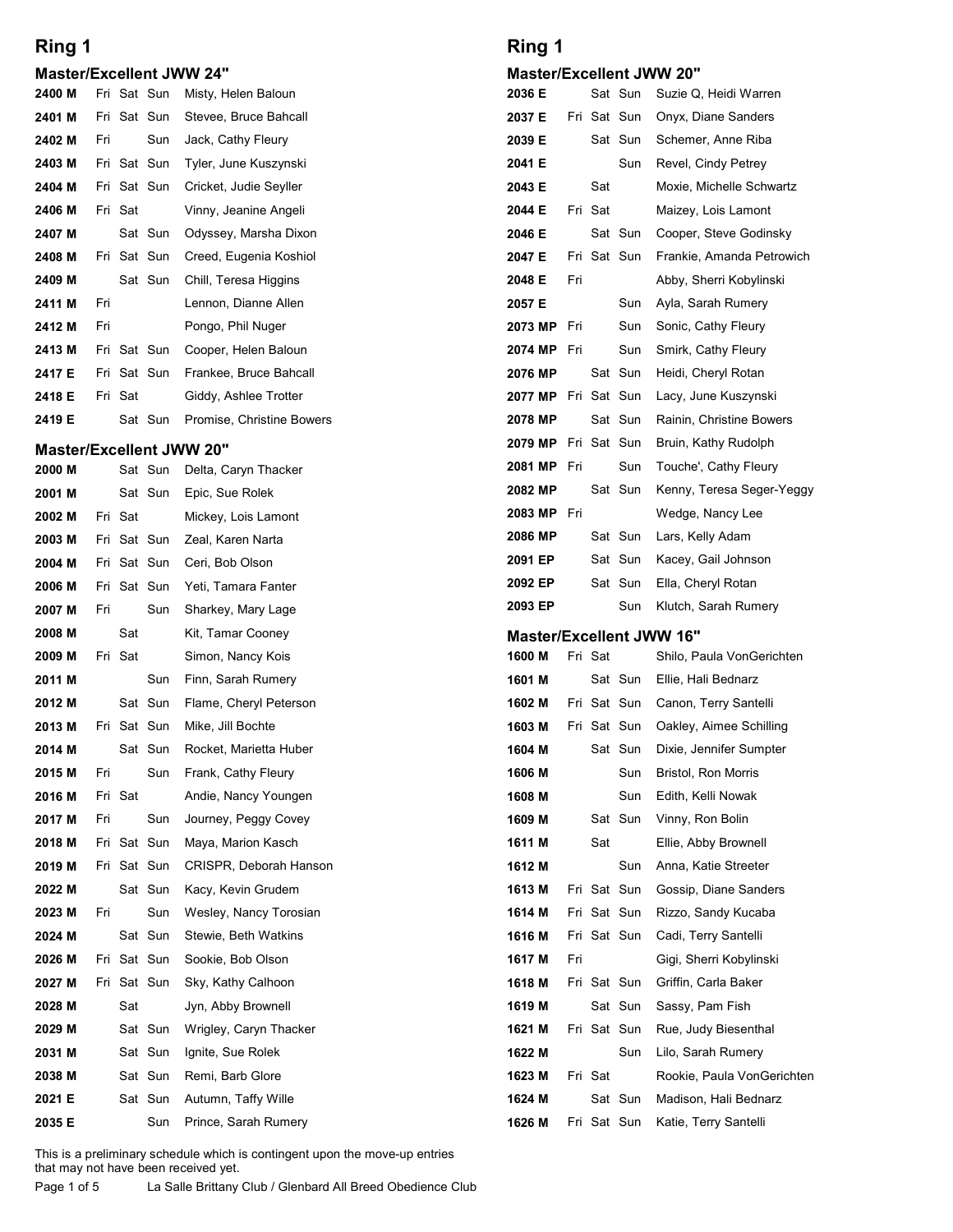# Ring 1

## Master/Excellent JWW 24"

| Armband | Fri | Sat | Sun | Dog, Handler |
|---|---|---|---|---|
| 2400 M | Fri | Sat | Sun | Misty, Helen Baloun |
| 2401 M | Fri | Sat | Sun | Stevee, Bruce Bahcall |
| 2402 M | Fri | | Sun | Jack, Cathy Fleury |
| 2403 M | Fri | Sat | Sun | Tyler, June Kuszynski |
| 2404 M | Fri | Sat | Sun | Cricket, Judie Seyller |
| 2406 M | Fri | Sat | | Vinny, Jeanine Angeli |
| 2407 M | | Sat | Sun | Odyssey, Marsha Dixon |
| 2408 M | Fri | Sat | Sun | Creed, Eugenia Koshiol |
| 2409 M | | Sat | Sun | Chill, Teresa Higgins |
| 2411 M | Fri | | | Lennon, Dianne Allen |
| 2412 M | Fri | | | Pongo, Phil Nuger |
| 2413 M | Fri | Sat | Sun | Cooper, Helen Baloun |
| 2417 E | Fri | Sat | Sun | Frankee, Bruce Bahcall |
| 2418 E | Fri | Sat | | Giddy, Ashlee Trotter |
| 2419 E | | Sat | Sun | Promise, Christine Bowers |

## Master/Excellent JWW 20"

| Armband | Fri | Sat | Sun | Dog, Handler |
|---|---|---|---|---|
| 2000 M | | Sat | Sun | Delta, Caryn Thacker |
| 2001 M | | Sat | Sun | Epic, Sue Rolek |
| 2002 M | Fri | Sat | | Mickey, Lois Lamont |
| 2003 M | Fri | Sat | Sun | Zeal, Karen Narta |
| 2004 M | Fri | Sat | Sun | Ceri, Bob Olson |
| 2006 M | Fri | Sat | Sun | Yeti, Tamara Fanter |
| 2007 M | Fri | | Sun | Sharkey, Mary Lage |
| 2008 M | | Sat | | Kit, Tamar Cooney |
| 2009 M | Fri | Sat | | Simon, Nancy Kois |
| 2011 M | | | Sun | Finn, Sarah Rumery |
| 2012 M | | Sat | Sun | Flame, Cheryl Peterson |
| 2013 M | Fri | Sat | Sun | Mike, Jill Bochte |
| 2014 M | | Sat | Sun | Rocket, Marietta Huber |
| 2015 M | Fri | | Sun | Frank, Cathy Fleury |
| 2016 M | Fri | Sat | | Andie, Nancy Youngen |
| 2017 M | Fri | | Sun | Journey, Peggy Covey |
| 2018 M | Fri | Sat | Sun | Maya, Marion Kasch |
| 2019 M | Fri | Sat | Sun | CRISPR, Deborah Hanson |
| 2022 M | | Sat | Sun | Kacy, Kevin Grudem |
| 2023 M | Fri | | Sun | Wesley, Nancy Torosian |
| 2024 M | | Sat | Sun | Stewie, Beth Watkins |
| 2026 M | Fri | Sat | Sun | Sookie, Bob Olson |
| 2027 M | Fri | Sat | Sun | Sky, Kathy Calhoon |
| 2028 M | | Sat | | Jyn, Abby Brownell |
| 2029 M | | Sat | Sun | Wrigley, Caryn Thacker |
| 2031 M | | Sat | Sun | Ignite, Sue Rolek |
| 2038 M | | Sat | Sun | Remi, Barb Glore |
| 2021 E | | Sat | Sun | Autumn, Taffy Wille |
| 2035 E | | | Sun | Prince, Sarah Rumery |

# Ring 1

## Master/Excellent JWW 20"

| Armband | Fri | Sat | Sun | Dog, Handler |
|---|---|---|---|---|
| 2036 E | | Sat | Sun | Suzie Q, Heidi Warren |
| 2037 E | Fri | Sat | Sun | Onyx, Diane Sanders |
| 2039 E | | Sat | Sun | Schemer, Anne Riba |
| 2041 E | | | Sun | Revel, Cindy Petrey |
| 2043 E | | Sat | | Moxie, Michelle Schwartz |
| 2044 E | Fri | Sat | | Maizey, Lois Lamont |
| 2046 E | | Sat | Sun | Cooper, Steve Godinsky |
| 2047 E | Fri | Sat | Sun | Frankie, Amanda Petrowich |
| 2048 E | Fri | | | Abby, Sherri Kobylinski |
| 2057 E | | | Sun | Ayla, Sarah Rumery |
| 2073 MP | Fri | | Sun | Sonic, Cathy Fleury |
| 2074 MP | Fri | | Sun | Smirk, Cathy Fleury |
| 2076 MP | | Sat | Sun | Heidi, Cheryl Rotan |
| 2077 MP | Fri | Sat | Sun | Lacy, June Kuszynski |
| 2078 MP | | Sat | Sun | Rainin, Christine Bowers |
| 2079 MP | Fri | Sat | Sun | Bruin, Kathy Rudolph |
| 2081 MP | Fri | | Sun | Touche', Cathy Fleury |
| 2082 MP | | Sat | Sun | Kenny, Teresa Seger-Yeggy |
| 2083 MP | Fri | | | Wedge, Nancy Lee |
| 2086 MP | | Sat | Sun | Lars, Kelly Adam |
| 2091 EP | | Sat | Sun | Kacey, Gail Johnson |
| 2092 EP | | Sat | Sun | Ella, Cheryl Rotan |
| 2093 EP | | | Sun | Klutch, Sarah Rumery |

## Master/Excellent JWW 16"

| Armband | Fri | Sat | Sun | Dog, Handler |
|---|---|---|---|---|
| 1600 M | Fri | Sat | | Shilo, Paula VonGerichten |
| 1601 M | | Sat | Sun | Ellie, Hali Bednarz |
| 1602 M | Fri | Sat | Sun | Canon, Terry Santelli |
| 1603 M | Fri | Sat | Sun | Oakley, Aimee Schilling |
| 1604 M | | Sat | Sun | Dixie, Jennifer Sumpter |
| 1606 M | | | Sun | Bristol, Ron Morris |
| 1608 M | | | Sun | Edith, Kelli Nowak |
| 1609 M | | Sat | Sun | Vinny, Ron Bolin |
| 1611 M | | Sat | | Ellie, Abby Brownell |
| 1612 M | | | Sun | Anna, Katie Streeter |
| 1613 M | Fri | Sat | Sun | Gossip, Diane Sanders |
| 1614 M | Fri | Sat | Sun | Rizzo, Sandy Kucaba |
| 1616 M | Fri | Sat | Sun | Cadi, Terry Santelli |
| 1617 M | Fri | | | Gigi, Sherri Kobylinski |
| 1618 M | Fri | Sat | Sun | Griffin, Carla Baker |
| 1619 M | | Sat | Sun | Sassy, Pam Fish |
| 1621 M | Fri | Sat | Sun | Rue, Judy Biesenthal |
| 1622 M | | | Sun | Lilo, Sarah Rumery |
| 1623 M | Fri | Sat | | Rookie, Paula VonGerichten |
| 1624 M | | Sat | Sun | Madison, Hali Bednarz |
| 1626 M | Fri | Sat | Sun | Katie, Terry Santelli |

This is a preliminary schedule which is contingent upon the move-up entries that may not have been received yet.

La Salle Brittany Club / Glenbard All Breed Obedience Club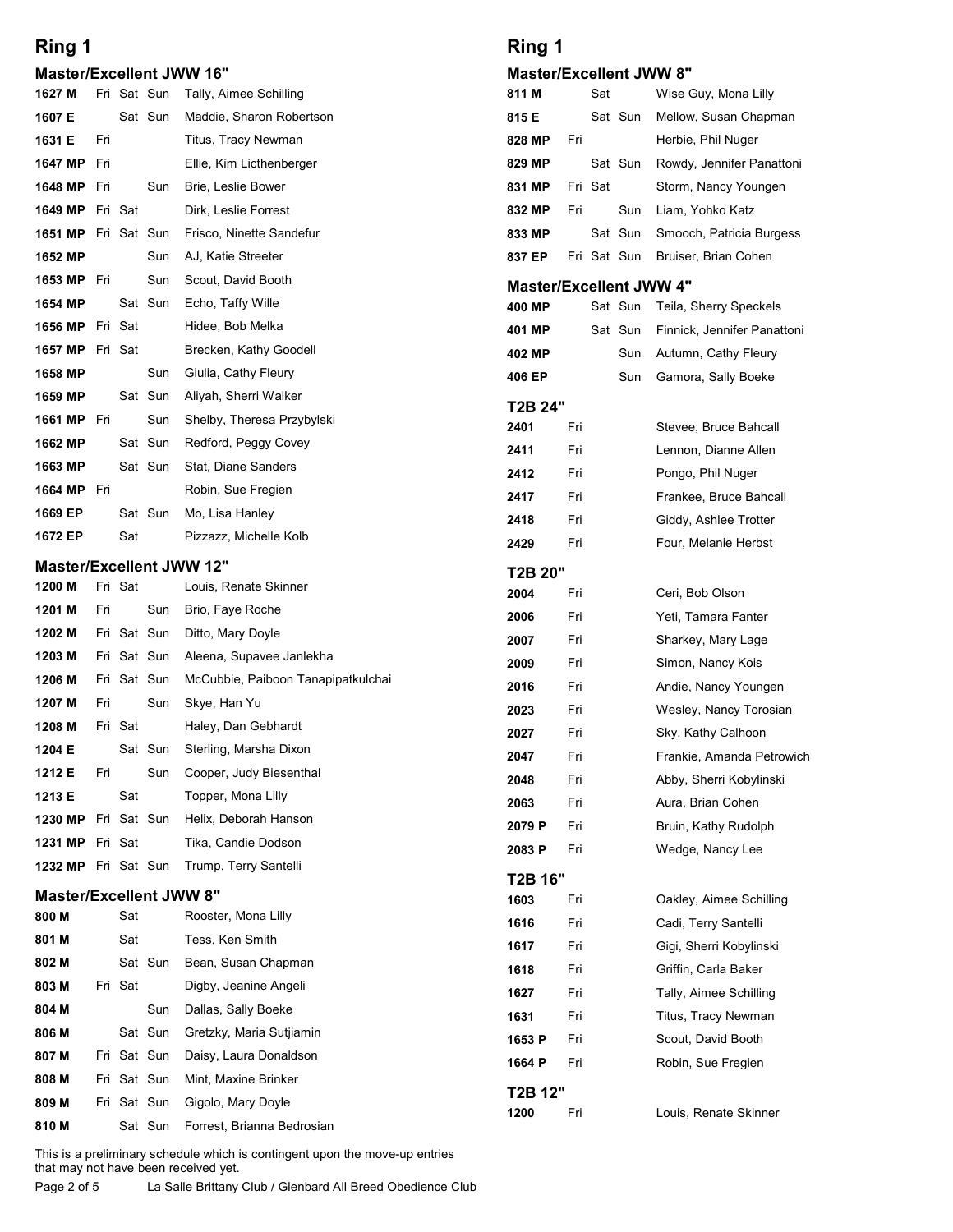## Ring 1

### Master/Excellent JWW 16"

| | Fri | Sat | Sun | |
|---|---|---|---|---|
| **1627 M** | Fri | Sat | Sun | Tally, Aimee Schilling |
| **1607 E** | | Sat | Sun | Maddie, Sharon Robertson |
| **1631 E** | Fri | | | Titus, Tracy Newman |
| **1647 MP** | Fri | | | Ellie, Kim Licthenberger |
| **1648 MP** | Fri | | Sun | Brie, Leslie Bower |
| **1649 MP** | Fri | Sat | | Dirk, Leslie Forrest |
| **1651 MP** | Fri | Sat | Sun | Frisco, Ninette Sandefur |
| **1652 MP** | | | Sun | AJ, Katie Streeter |
| **1653 MP** | Fri | | Sun | Scout, David Booth |
| **1654 MP** | | Sat | Sun | Echo, Taffy Wille |
| **1656 MP** | Fri | Sat | | Hidee, Bob Melka |
| **1657 MP** | Fri | Sat | | Brecken, Kathy Goodell |
| **1658 MP** | | | Sun | Giulia, Cathy Fleury |
| **1659 MP** | | Sat | Sun | Aliyah, Sherri Walker |
| **1661 MP** | Fri | | Sun | Shelby, Theresa Przybylski |
| **1662 MP** | | Sat | Sun | Redford, Peggy Covey |
| **1663 MP** | | Sat | Sun | Stat, Diane Sanders |
| **1664 MP** | Fri | | | Robin, Sue Fregien |
| **1669 EP** | | Sat | Sun | Mo, Lisa Hanley |
| **1672 EP** | | Sat | | Pizzazz, Michelle Kolb |

### Master/Excellent JWW 12"

| | Fri | Sat | Sun | |
|---|---|---|---|---|
| **1200 M** | Fri | Sat | | Louis, Renate Skinner |
| **1201 M** | Fri | | Sun | Brio, Faye Roche |
| **1202 M** | Fri | Sat | Sun | Ditto, Mary Doyle |
| **1203 M** | Fri | Sat | Sun | Aleena, Supavee Janlekha |
| **1206 M** | Fri | Sat | Sun | McCubbie, Paiboon Tanapipatkulchai |
| **1207 M** | Fri | | Sun | Skye, Han Yu |
| **1208 M** | Fri | Sat | | Haley, Dan Gebhardt |
| **1204 E** | | Sat | Sun | Sterling, Marsha Dixon |
| **1212 E** | Fri | | Sun | Cooper, Judy Biesenthal |
| **1213 E** | | Sat | | Topper, Mona Lilly |
| **1230 MP** | Fri | Sat | Sun | Helix, Deborah Hanson |
| **1231 MP** | Fri | Sat | | Tika, Candie Dodson |
| **1232 MP** | Fri | Sat | Sun | Trump, Terry Santelli |

### Master/Excellent JWW 8"

| | Fri | Sat | Sun | |
|---|---|---|---|---|
| **800 M** | | Sat | | Rooster, Mona Lilly |
| **801 M** | | Sat | | Tess, Ken Smith |
| **802 M** | | Sat | Sun | Bean, Susan Chapman |
| **803 M** | Fri | Sat | | Digby, Jeanine Angeli |
| **804 M** | | | Sun | Dallas, Sally Boeke |
| **806 M** | | Sat | Sun | Gretzky, Maria Sutjiamin |
| **807 M** | Fri | Sat | Sun | Daisy, Laura Donaldson |
| **808 M** | Fri | Sat | Sun | Mint, Maxine Brinker |
| **809 M** | Fri | Sat | Sun | Gigolo, Mary Doyle |
| **810 M** | | Sat | Sun | Forrest, Brianna Bedrosian |
| **811 M** | | Sat | | Wise Guy, Mona Lilly |
| **815 E** | | Sat | Sun | Mellow, Susan Chapman |
| **828 MP** | Fri | | | Herbie, Phil Nuger |
| **829 MP** | | Sat | Sun | Rowdy, Jennifer Panattoni |
| **831 MP** | Fri | Sat | | Storm, Nancy Youngen |
| **832 MP** | Fri | | Sun | Liam, Yohko Katz |
| **833 MP** | | Sat | Sun | Smooch, Patricia Burgess |
| **837 EP** | Fri | Sat | Sun | Bruiser, Brian Cohen |

### Master/Excellent JWW 4"

| | Fri | Sat | Sun | |
|---|---|---|---|---|
| **400 MP** | | Sat | Sun | Teila, Sherry Speckels |
| **401 MP** | | Sat | Sun | Finnick, Jennifer Panattoni |
| **402 MP** | | | Sun | Autumn, Cathy Fleury |
| **406 EP** | | | Sun | Gamora, Sally Boeke |

### T2B 24"

| | | |
|---|---|---|
| **2401** | Fri | Stevee, Bruce Bahcall |
| **2411** | Fri | Lennon, Dianne Allen |
| **2412** | Fri | Pongo, Phil Nuger |
| **2417** | Fri | Frankee, Bruce Bahcall |
| **2418** | Fri | Giddy, Ashlee Trotter |
| **2429** | Fri | Four, Melanie Herbst |

### T2B 20"

| | | |
|---|---|---|
| **2004** | Fri | Ceri, Bob Olson |
| **2006** | Fri | Yeti, Tamara Fanter |
| **2007** | Fri | Sharkey, Mary Lage |
| **2009** | Fri | Simon, Nancy Kois |
| **2016** | Fri | Andie, Nancy Youngen |
| **2023** | Fri | Wesley, Nancy Torosian |
| **2027** | Fri | Sky, Kathy Calhoon |
| **2047** | Fri | Frankie, Amanda Petrowich |
| **2048** | Fri | Abby, Sherri Kobylinski |
| **2063** | Fri | Aura, Brian Cohen |
| **2079 P** | Fri | Bruin, Kathy Rudolph |
| **2083 P** | Fri | Wedge, Nancy Lee |

### T2B 16"

| | | |
|---|---|---|
| **1603** | Fri | Oakley, Aimee Schilling |
| **1616** | Fri | Cadi, Terry Santelli |
| **1617** | Fri | Gigi, Sherri Kobylinski |
| **1618** | Fri | Griffin, Carla Baker |
| **1627** | Fri | Tally, Aimee Schilling |
| **1631** | Fri | Titus, Tracy Newman |
| **1653 P** | Fri | Scout, David Booth |
| **1664 P** | Fri | Robin, Sue Fregien |

### T2B 12"

| | | |
|---|---|---|
| **1200** | Fri | Louis, Renate Skinner |

This is a preliminary schedule which is contingent upon the move-up entries that may not have been received yet.

La Salle Brittany Club / Glenbard All Breed Obedience Club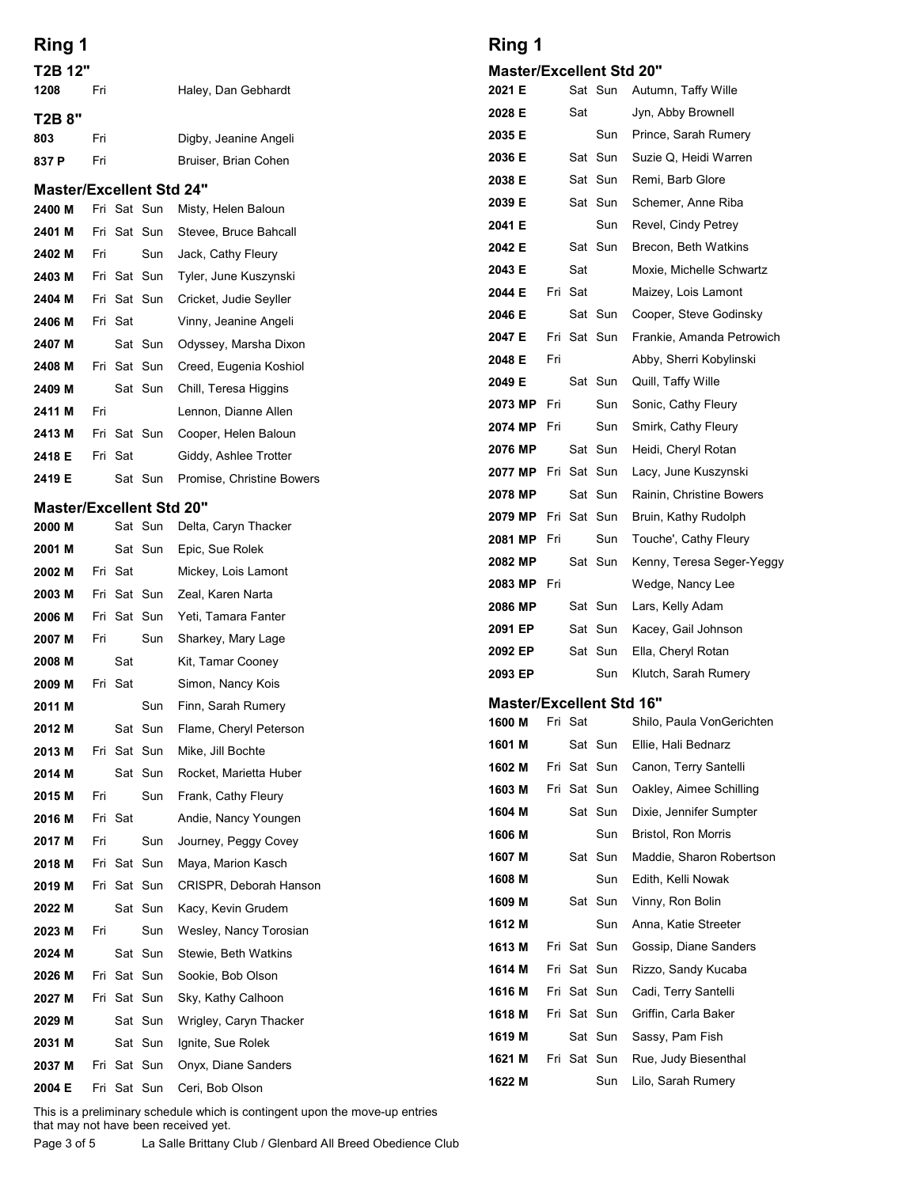## Ring 1

### T2B 12"

| Number | Fri | Sat | Sun | Dog, Handler |
|---|---|---|---|---|
| 1208 | Fri | | | Haley, Dan Gebhardt |

### T2B 8"

| Number | Fri | Sat | Sun | Dog, Handler |
|---|---|---|---|---|
| 803 | Fri | | | Digby, Jeanine Angeli |
| 837 P | Fri | | | Bruiser, Brian Cohen |

### Master/Excellent Std 24"

| Number | Fri | Sat | Sun | Dog, Handler |
|---|---|---|---|---|
| 2400 M | Fri | Sat | Sun | Misty, Helen Baloun |
| 2401 M | Fri | Sat | Sun | Stevee, Bruce Bahcall |
| 2402 M | Fri | | Sun | Jack, Cathy Fleury |
| 2403 M | Fri | Sat | Sun | Tyler, June Kuszynski |
| 2404 M | Fri | Sat | Sun | Cricket, Judie Seyller |
| 2406 M | Fri | Sat | | Vinny, Jeanine Angeli |
| 2407 M | | Sat | Sun | Odyssey, Marsha Dixon |
| 2408 M | Fri | Sat | Sun | Creed, Eugenia Koshiol |
| 2409 M | | Sat | Sun | Chill, Teresa Higgins |
| 2411 M | Fri | | | Lennon, Dianne Allen |
| 2413 M | Fri | Sat | Sun | Cooper, Helen Baloun |
| 2418 E | Fri | Sat | | Giddy, Ashlee Trotter |
| 2419 E | | Sat | Sun | Promise, Christine Bowers |

### Master/Excellent Std 20"

| Number | Fri | Sat | Sun | Dog, Handler |
|---|---|---|---|---|
| 2000 M | | Sat | Sun | Delta, Caryn Thacker |
| 2001 M | | Sat | Sun | Epic, Sue Rolek |
| 2002 M | Fri | Sat | | Mickey, Lois Lamont |
| 2003 M | Fri | Sat | Sun | Zeal, Karen Narta |
| 2006 M | Fri | Sat | Sun | Yeti, Tamara Fanter |
| 2007 M | Fri | | Sun | Sharkey, Mary Lage |
| 2008 M | | Sat | | Kit, Tamar Cooney |
| 2009 M | Fri | Sat | | Simon, Nancy Kois |
| 2011 M | | | Sun | Finn, Sarah Rumery |
| 2012 M | | Sat | Sun | Flame, Cheryl Peterson |
| 2013 M | Fri | Sat | Sun | Mike, Jill Bochte |
| 2014 M | | Sat | Sun | Rocket, Marietta Huber |
| 2015 M | Fri | | Sun | Frank, Cathy Fleury |
| 2016 M | Fri | Sat | | Andie, Nancy Youngen |
| 2017 M | Fri | | Sun | Journey, Peggy Covey |
| 2018 M | Fri | Sat | Sun | Maya, Marion Kasch |
| 2019 M | Fri | Sat | Sun | CRISPR, Deborah Hanson |
| 2022 M | | Sat | Sun | Kacy, Kevin Grudem |
| 2023 M | Fri | | Sun | Wesley, Nancy Torosian |
| 2024 M | | Sat | Sun | Stewie, Beth Watkins |
| 2026 M | Fri | Sat | Sun | Sookie, Bob Olson |
| 2027 M | Fri | Sat | Sun | Sky, Kathy Calhoon |
| 2029 M | | Sat | Sun | Wrigley, Caryn Thacker |
| 2031 M | | Sat | Sun | Ignite, Sue Rolek |
| 2037 M | Fri | Sat | Sun | Onyx, Diane Sanders |
| 2004 E | Fri | Sat | Sun | Ceri, Bob Olson |

This is a preliminary schedule which is contingent upon the move-up entries that may not have been received yet.

## Ring 1

### Master/Excellent Std 20"

| Number | Fri | Sat | Sun | Dog, Handler |
|---|---|---|---|---|
| 2021 E | | Sat | Sun | Autumn, Taffy Wille |
| 2028 E | | Sat | | Jyn, Abby Brownell |
| 2035 E | | | Sun | Prince, Sarah Rumery |
| 2036 E | | Sat | Sun | Suzie Q, Heidi Warren |
| 2038 E | | Sat | Sun | Remi, Barb Glore |
| 2039 E | | Sat | Sun | Schemer, Anne Riba |
| 2041 E | | | Sun | Revel, Cindy Petrey |
| 2042 E | | Sat | Sun | Brecon, Beth Watkins |
| 2043 E | | Sat | | Moxie, Michelle Schwartz |
| 2044 E | Fri | Sat | | Maizey, Lois Lamont |
| 2046 E | | Sat | Sun | Cooper, Steve Godinsky |
| 2047 E | Fri | Sat | Sun | Frankie, Amanda Petrowich |
| 2048 E | Fri | | | Abby, Sherri Kobylinski |
| 2049 E | | Sat | Sun | Quill, Taffy Wille |
| 2073 MP | Fri | | Sun | Sonic, Cathy Fleury |
| 2074 MP | Fri | | Sun | Smirk, Cathy Fleury |
| 2076 MP | | Sat | Sun | Heidi, Cheryl Rotan |
| 2077 MP | Fri | Sat | Sun | Lacy, June Kuszynski |
| 2078 MP | | Sat | Sun | Rainin, Christine Bowers |
| 2079 MP | Fri | Sat | Sun | Bruin, Kathy Rudolph |
| 2081 MP | Fri | | Sun | Touche', Cathy Fleury |
| 2082 MP | | Sat | Sun | Kenny, Teresa Seger-Yeggy |
| 2083 MP | Fri | | | Wedge, Nancy Lee |
| 2086 MP | | Sat | Sun | Lars, Kelly Adam |
| 2091 EP | | Sat | Sun | Kacey, Gail Johnson |
| 2092 EP | | Sat | Sun | Ella, Cheryl Rotan |
| 2093 EP | | | Sun | Klutch, Sarah Rumery |

### Master/Excellent Std 16"

| Number | Fri | Sat | Sun | Dog, Handler |
|---|---|---|---|---|
| 1600 M | Fri | Sat | | Shilo, Paula VonGerichten |
| 1601 M | | Sat | Sun | Ellie, Hali Bednarz |
| 1602 M | Fri | Sat | Sun | Canon, Terry Santelli |
| 1603 M | Fri | Sat | Sun | Oakley, Aimee Schilling |
| 1604 M | | Sat | Sun | Dixie, Jennifer Sumpter |
| 1606 M | | | Sun | Bristol, Ron Morris |
| 1607 M | | Sat | Sun | Maddie, Sharon Robertson |
| 1608 M | | | Sun | Edith, Kelli Nowak |
| 1609 M | | Sat | Sun | Vinny, Ron Bolin |
| 1612 M | | | Sun | Anna, Katie Streeter |
| 1613 M | Fri | Sat | Sun | Gossip, Diane Sanders |
| 1614 M | Fri | Sat | Sun | Rizzo, Sandy Kucaba |
| 1616 M | Fri | Sat | Sun | Cadi, Terry Santelli |
| 1618 M | Fri | Sat | Sun | Griffin, Carla Baker |
| 1619 M | | Sat | Sun | Sassy, Pam Fish |
| 1621 M | Fri | Sat | Sun | Rue, Judy Biesenthal |
| 1622 M | | | Sun | Lilo, Sarah Rumery |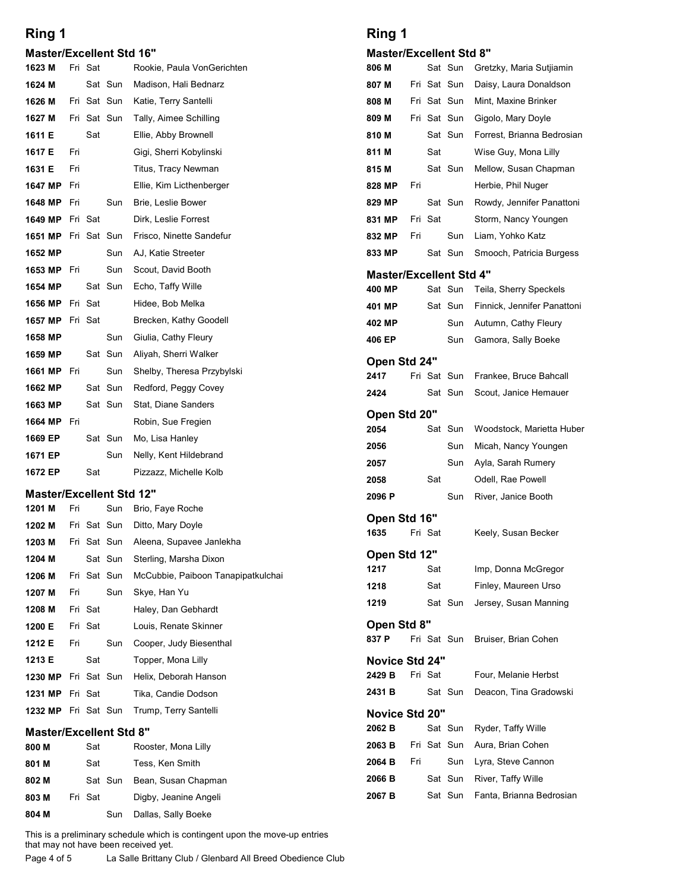## Ring 1

### Master/Excellent Std 16"

| Armband | Fri | Sat | Sun | Dog, Handler |
|---|---|---|---|---|
| 1623 M | Fri | Sat | | Rookie, Paula VonGerichten |
| 1624 M | | Sat | Sun | Madison, Hali Bednarz |
| 1626 M | Fri | Sat | Sun | Katie, Terry Santelli |
| 1627 M | Fri | Sat | Sun | Tally, Aimee Schilling |
| 1611 E | | Sat | | Ellie, Abby Brownell |
| 1617 E | Fri | | | Gigi, Sherri Kobylinski |
| 1631 E | Fri | | | Titus, Tracy Newman |
| 1647 MP | Fri | | | Ellie, Kim Licthenberger |
| 1648 MP | Fri | | Sun | Brie, Leslie Bower |
| 1649 MP | Fri | Sat | | Dirk, Leslie Forrest |
| 1651 MP | Fri | Sat | Sun | Frisco, Ninette Sandefur |
| 1652 MP | | | Sun | AJ, Katie Streeter |
| 1653 MP | Fri | | Sun | Scout, David Booth |
| 1654 MP | | Sat | Sun | Echo, Taffy Wille |
| 1656 MP | Fri | Sat | | Hidee, Bob Melka |
| 1657 MP | Fri | Sat | | Brecken, Kathy Goodell |
| 1658 MP | | | Sun | Giulia, Cathy Fleury |
| 1659 MP | | Sat | Sun | Aliyah, Sherri Walker |
| 1661 MP | Fri | | Sun | Shelby, Theresa Przybylski |
| 1662 MP | | Sat | Sun | Redford, Peggy Covey |
| 1663 MP | | Sat | Sun | Stat, Diane Sanders |
| 1664 MP | Fri | | | Robin, Sue Fregien |
| 1669 EP | | Sat | Sun | Mo, Lisa Hanley |
| 1671 EP | | | Sun | Nelly, Kent Hildebrand |
| 1672 EP | | Sat | | Pizzazz, Michelle Kolb |

### Master/Excellent Std 12"

| Armband | Fri | Sat | Sun | Dog, Handler |
|---|---|---|---|---|
| 1201 M | Fri | | Sun | Brio, Faye Roche |
| 1202 M | Fri | Sat | Sun | Ditto, Mary Doyle |
| 1203 M | Fri | Sat | Sun | Aleena, Supavee Janlekha |
| 1204 M | | Sat | Sun | Sterling, Marsha Dixon |
| 1206 M | Fri | Sat | Sun | McCubbie, Paiboon Tanapipatkulchai |
| 1207 M | Fri | | Sun | Skye, Han Yu |
| 1208 M | Fri | Sat | | Haley, Dan Gebhardt |
| 1200 E | Fri | Sat | | Louis, Renate Skinner |
| 1212 E | Fri | | Sun | Cooper, Judy Biesenthal |
| 1213 E | | Sat | | Topper, Mona Lilly |
| 1230 MP | Fri | Sat | Sun | Helix, Deborah Hanson |
| 1231 MP | Fri | Sat | | Tika, Candie Dodson |
| 1232 MP | Fri | Sat | Sun | Trump, Terry Santelli |

### Master/Excellent Std 8"

| Armband | Fri | Sat | Sun | Dog, Handler |
|---|---|---|---|---|
| 800 M | | Sat | | Rooster, Mona Lilly |
| 801 M | | Sat | | Tess, Ken Smith |
| 802 M | | Sat | Sun | Bean, Susan Chapman |
| 803 M | Fri | Sat | | Digby, Jeanine Angeli |
| 804 M | | | Sun | Dallas, Sally Boeke |

This is a preliminary schedule which is contingent upon the move-up entries that may not have been received yet.

## Ring 1

### Master/Excellent Std 8"

| Armband | Fri | Sat | Sun | Dog, Handler |
|---|---|---|---|---|
| 806 M | | Sat | Sun | Gretzky, Maria Sutjiamin |
| 807 M | Fri | Sat | Sun | Daisy, Laura Donaldson |
| 808 M | Fri | Sat | Sun | Mint, Maxine Brinker |
| 809 M | Fri | Sat | Sun | Gigolo, Mary Doyle |
| 810 M | | Sat | Sun | Forrest, Brianna Bedrosian |
| 811 M | | Sat | | Wise Guy, Mona Lilly |
| 815 M | | Sat | Sun | Mellow, Susan Chapman |
| 828 MP | Fri | | | Herbie, Phil Nuger |
| 829 MP | | Sat | Sun | Rowdy, Jennifer Panattoni |
| 831 MP | Fri | Sat | | Storm, Nancy Youngen |
| 832 MP | Fri | | Sun | Liam, Yohko Katz |
| 833 MP | | Sat | Sun | Smooch, Patricia Burgess |

### Master/Excellent Std 4"

| Armband | Fri | Sat | Sun | Dog, Handler |
|---|---|---|---|---|
| 400 MP | | Sat | Sun | Teila, Sherry Speckels |
| 401 MP | | Sat | Sun | Finnick, Jennifer Panattoni |
| 402 MP | | | Sun | Autumn, Cathy Fleury |
| 406 EP | | | Sun | Gamora, Sally Boeke |

### Open Std 24"

| Armband | Fri | Sat | Sun | Dog, Handler |
|---|---|---|---|---|
| 2417 | Fri | Sat | Sun | Frankee, Bruce Bahcall |
| 2424 | | Sat | Sun | Scout, Janice Hemauer |

### Open Std 20"

| Armband | Fri | Sat | Sun | Dog, Handler |
|---|---|---|---|---|
| 2054 | | Sat | Sun | Woodstock, Marietta Huber |
| 2056 | | | Sun | Micah, Nancy Youngen |
| 2057 | | | Sun | Ayla, Sarah Rumery |
| 2058 | | Sat | | Odell, Rae Powell |
| 2096 P | | | Sun | River, Janice Booth |

### Open Std 16"

| Armband | Fri | Sat | Sun | Dog, Handler |
|---|---|---|---|---|
| 1635 | Fri | Sat | | Keely, Susan Becker |

### Open Std 12"

| Armband | Fri | Sat | Sun | Dog, Handler |
|---|---|---|---|---|
| 1217 | | Sat | | Imp, Donna McGregor |
| 1218 | | Sat | | Finley, Maureen Urso |
| 1219 | | Sat | Sun | Jersey, Susan Manning |

### Open Std 8"

| Armband | Fri | Sat | Sun | Dog, Handler |
|---|---|---|---|---|
| 837 P | Fri | Sat | Sun | Bruiser, Brian Cohen |

### Novice Std 24"

| Armband | Fri | Sat | Sun | Dog, Handler |
|---|---|---|---|---|
| 2429 B | Fri | Sat | | Four, Melanie Herbst |
| 2431 B | | Sat | Sun | Deacon, Tina Gradowski |

### Novice Std 20"

| Armband | Fri | Sat | Sun | Dog, Handler |
|---|---|---|---|---|
| 2062 B | | Sat | Sun | Ryder, Taffy Wille |
| 2063 B | Fri | Sat | Sun | Aura, Brian Cohen |
| 2064 B | Fri | | Sun | Lyra, Steve Cannon |
| 2066 B | | Sat | Sun | River, Taffy Wille |
| 2067 B | | Sat | Sun | Fanta, Brianna Bedrosian |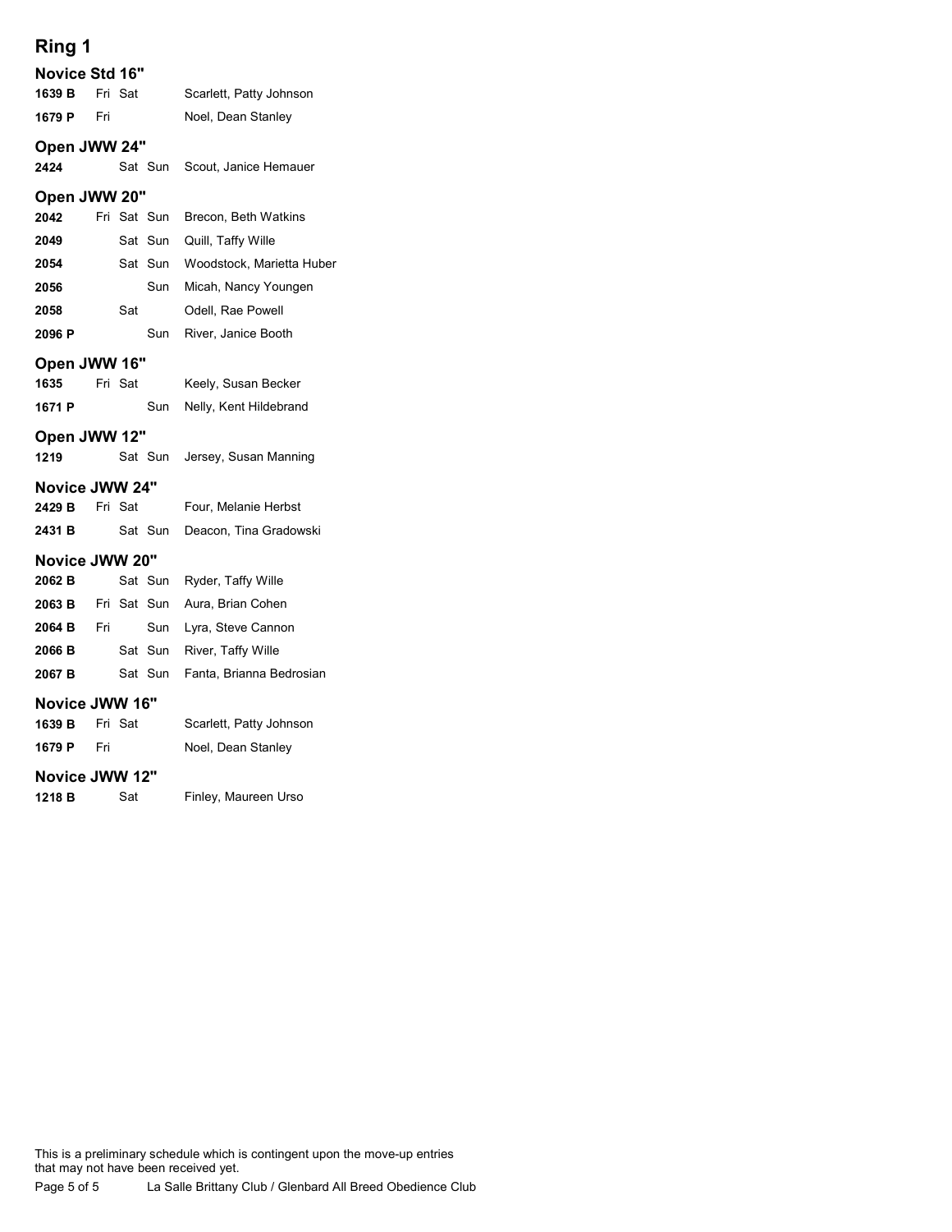# Ring 1

## Novice Std 16"

| | | | | |
|---|---|---|---|---|
| **1639 B** | Fri | Sat | | Scarlett, Patty Johnson |
| **1679 P** | Fri | | | Noel, Dean Stanley |

## Open JWW 24"

| | | | | |
|---|---|---|---|---|
| **2424** | | Sat | Sun | Scout, Janice Hemauer |

## Open JWW 20"

| | | | | |
|---|---|---|---|---|
| **2042** | Fri | Sat | Sun | Brecon, Beth Watkins |
| **2049** | | Sat | Sun | Quill, Taffy Wille |
| **2054** | | Sat | Sun | Woodstock, Marietta Huber |
| **2056** | | | Sun | Micah, Nancy Youngen |
| **2058** | | Sat | | Odell, Rae Powell |
| **2096 P** | | | Sun | River, Janice Booth |

## Open JWW 16"

| | | | | |
|---|---|---|---|---|
| **1635** | Fri | Sat | | Keely, Susan Becker |
| **1671 P** | | | Sun | Nelly, Kent Hildebrand |

## Open JWW 12"

| | | | | |
|---|---|---|---|---|
| **1219** | | Sat | Sun | Jersey, Susan Manning |

## Novice JWW 24"

| | | | | |
|---|---|---|---|---|
| **2429 B** | Fri | Sat | | Four, Melanie Herbst |
| **2431 B** | | Sat | Sun | Deacon, Tina Gradowski |

## Novice JWW 20"

| | | | | |
|---|---|---|---|---|
| **2062 B** | | Sat | Sun | Ryder, Taffy Wille |
| **2063 B** | Fri | Sat | Sun | Aura, Brian Cohen |
| **2064 B** | Fri | | Sun | Lyra, Steve Cannon |
| **2066 B** | | Sat | Sun | River, Taffy Wille |
| **2067 B** | | Sat | Sun | Fanta, Brianna Bedrosian |

## Novice JWW 16"

| | | | | |
|---|---|---|---|---|
| **1639 B** | Fri | Sat | | Scarlett, Patty Johnson |
| **1679 P** | Fri | | | Noel, Dean Stanley |

## Novice JWW 12"

| | | | | |
|---|---|---|---|---|
| **1218 B** | | Sat | | Finley, Maureen Urso |

This is a preliminary schedule which is contingent upon the move-up entries that may not have been received yet.

La Salle Brittany Club / Glenbard All Breed Obedience Club